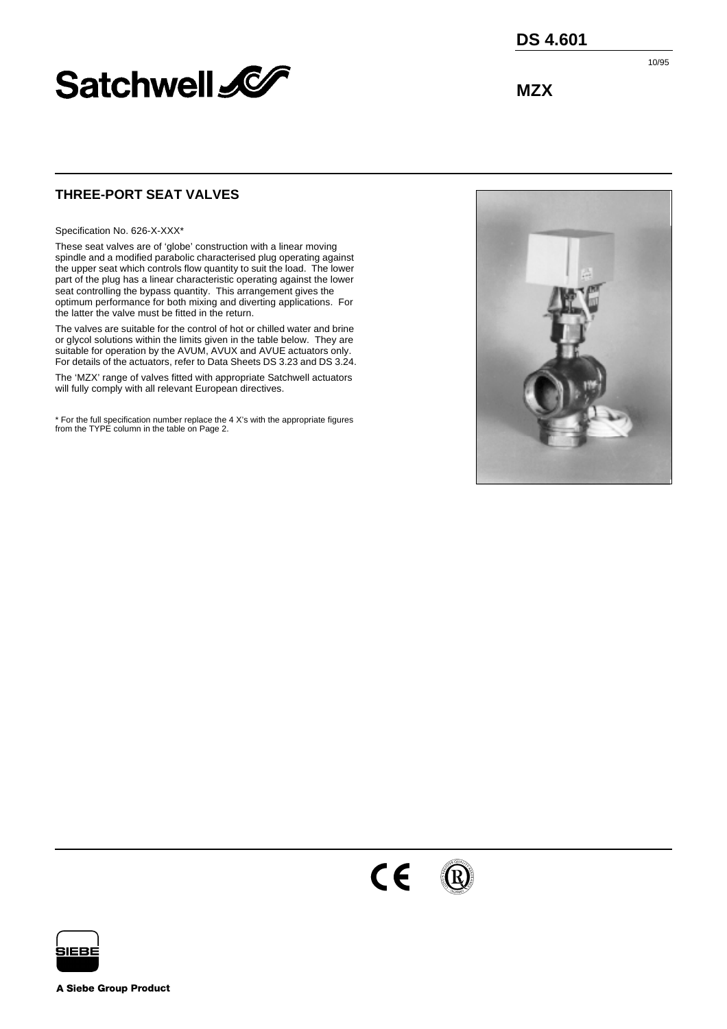# DS 4.601

10/95

Satchwell

**MZX**

## THREE-PORT SEAT VALVES

Specification No. 626-X-XXX*

These seat valves are of 'globe' construction with a linear moving spindle and a modified parabolic characterised plug operating against the upper seat which controls flow quantity to suit the load. The lower part of the plug has a linear characteristic operating against the lower seat controlling the bypass quantity. This arrangement gives the optimum performance for both mixing and diverting applications. For the latter the valve must be fitted in the return.

The valves are suitable for the control of hot or chilled water and brine or glycol solutions within the limits given in the table below. They are suitable for operation by the AVUM, AVUX and AVUE actuators only. For details of the actuators, refer to Data Sheets DS 3.23 and DS 3.24.

The 'MZX' range of valves fitted with appropriate Satchwell actuators will fully comply with all relevant European directives.

* For the full specification number replace the 4 X's with the appropriate figures from the TYPE column in the table on Page 2.

SIEBE

**A Siebe Group Product**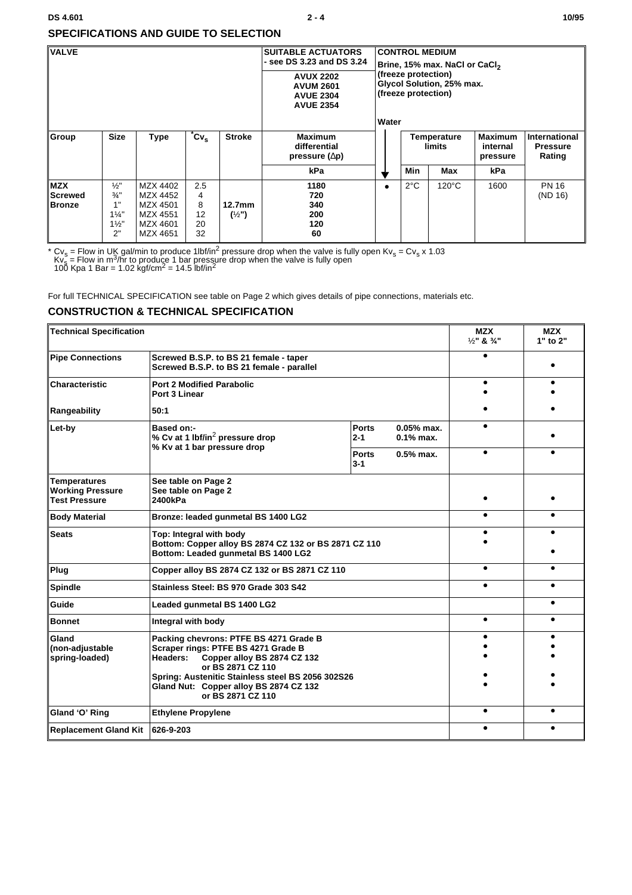## SPECIFICATIONS AND GUIDE TO SELECTION

| VALVE | | | | | SUITABLE ACTUATORS - see DS 3.23 and DS 3.24<br>AVUX 2202<br>AVUM 2601<br>AVUE 2304<br>AVUE 2354 | CONTROL MEDIUM<br>Brine, 15% max. NaCl or $CaCl_2$ (freeze protection)<br>Glycol Solution, 25% max. (freeze protection)<br>Water | | | | |
|---|---|---|---|---|---|---|---|---|---|---|
| Group | Size | Type | $^*Cv_s$ | Stroke | Maximum differential pressure (Δp) | | Temperature limits | | Maximum internal pressure | International Pressure Rating |
| | | | | | kPa | ▼ | Min | Max | kPa | |
| MZX Screwed Bronze | ½"<br>¾"<br>1"<br>1¼"<br>1½"<br>2" | MZX 4402<br>MZX 4452<br>MZX 4501<br>MZX 4551<br>MZX 4601<br>MZX 4651 | 2.5<br>4<br>8<br>12<br>20<br>32 | 12.7mm (½") | 1180<br>720<br>340<br>200<br>120<br>60 | • | 2°C | 120°C | 1600 | PN 16 (ND 16) |

\* $Cv_s$ = Flow in UK gal/min to produce 1lbf/in$^2$ pressure drop when the valve is fully open $Kv_s = Cv_s \times 1.03$
$Kv_s$ = Flow in m$^3$/hr to produce 1 bar pressure drop when the valve is fully open
100 Kpa 1 Bar = 1.02 kgf/cm$^2$ = 14.5 lbf/in$^2$

For full TECHNICAL SPECIFICATION see table on Page 2 which gives details of pipe connections, materials etc.

## CONSTRUCTION & TECHNICAL SPECIFICATION

| Technical Specification | | | | MZX ½" & ¾" | MZX 1" to 2" |
|---|---|---|---|---|---|
| Pipe Connections | Screwed B.S.P. to BS 21 female - taper | | | • | |
| | Screwed B.S.P. to BS 21 female - parallel | | | | • |
| Characteristic | Port 2 Modified Parabolic | | | • | • |
| | Port 3 Linear | | | • | • |
| Rangeability | 50:1 | | | • | • |
| Let-by | Based on:-<br>% Cv at 1 lbf/in$^2$ pressure drop<br>% Kv at 1 bar pressure drop | Ports 2-1 | 0.05% max. | • | |
| | | | 0.1% max. | | • |
| | | Ports 3-1 | 0.5% max. | • | • |
| Temperatures<br>Working Pressure<br>Test Pressure | See table on Page 2<br>See table on Page 2<br>2400kPa | | | • | • |
| Body Material | Bronze: leaded gunmetal BS 1400 LG2 | | | • | • |
| Seats | Top: Integral with body | | | • | • |
| | Bottom: Copper alloy BS 2874 CZ 132 or BS 2871 CZ 110 | | | • | |
| | Bottom: Leaded gunmetal BS 1400 LG2 | | | | • |
| Plug | Copper alloy BS 2874 CZ 132 or BS 2871 CZ 110 | | | • | • |
| Spindle | Stainless Steel: BS 970 Grade 303 S42 | | | • | • |
| Guide | Leaded gunmetal BS 1400 LG2 | | | | • |
| Bonnet | Integral with body | | | • | • |
| Gland (non-adjustable spring-loaded) | Packing chevrons: PTFE BS 4271 Grade B | | | • | • |
| | Scraper rings: PTFE BS 4271 Grade B | | | • | • |
| | Headers: Copper alloy BS 2874 CZ 132 or BS 2871 CZ 110 | | | • | • |
| | Spring: Austenitic Stainless steel BS 2056 302S26 | | | • | • |
| | Gland Nut: Copper alloy BS 2874 CZ 132 or BS 2871 CZ 110 | | | • | • |
| Gland 'O' Ring | Ethylene Propylene | | | • | • |
| Replacement Gland Kit | 626-9-203 | | | • | • |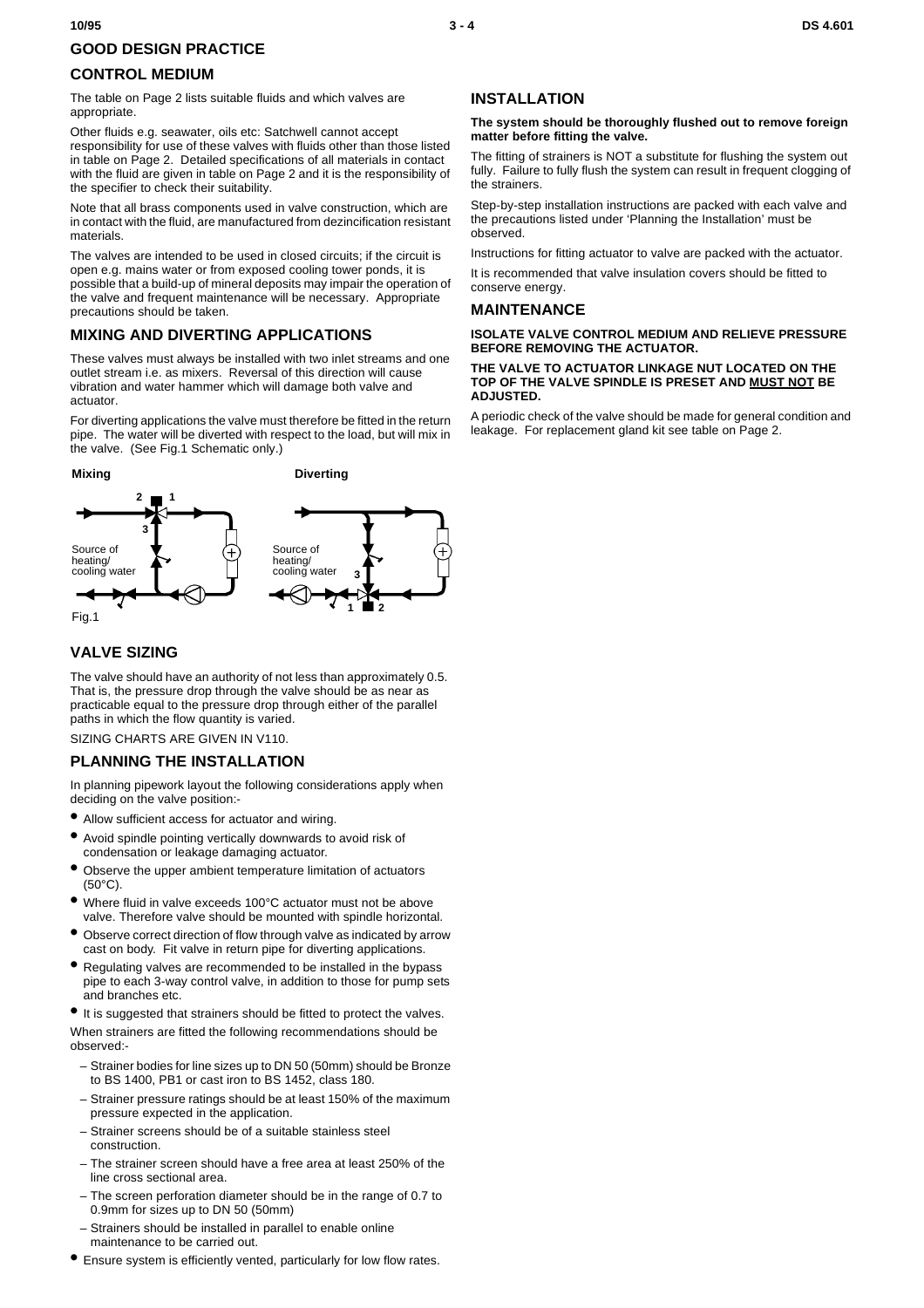## GOOD DESIGN PRACTICE

### CONTROL MEDIUM

The table on Page 2 lists suitable fluids and which valves are appropriate.

Other fluids e.g. seawater, oils etc: Satchwell cannot accept responsibility for use of these valves with fluids other than those listed in table on Page 2. Detailed specifications of all materials in contact with the fluid are given in table on Page 2 and it is the responsibility of the specifier to check their suitability.

Note that all brass components used in valve construction, which are in contact with the fluid, are manufactured from dezincification resistant materials.

The valves are intended to be used in closed circuits; if the circuit is open e.g. mains water or from exposed cooling tower ponds, it is possible that a build-up of mineral deposits may impair the operation of the valve and frequent maintenance will be necessary. Appropriate precautions should be taken.

### MIXING AND DIVERTING APPLICATIONS

These valves must always be installed with two inlet streams and one outlet stream i.e. as mixers. Reversal of this direction will cause vibration and water hammer which will damage both valve and actuator.

For diverting applications the valve must therefore be fitted in the return pipe. The water will be diverted with respect to the load, but will mix in the valve. (See Fig.1 Schematic only.)

Mixing — Diverting

Fig.1

### VALVE SIZING

The valve should have an authority of not less than approximately 0.5. That is, the pressure drop through the valve should be as near as practicable equal to the pressure drop through either of the parallel paths in which the flow quantity is varied.

SIZING CHARTS ARE GIVEN IN V110.

### PLANNING THE INSTALLATION

In planning pipework layout the following considerations apply when deciding on the valve position:-

- Allow sufficient access for actuator and wiring.
- Avoid spindle pointing vertically downwards to avoid risk of condensation or leakage damaging actuator.
- Observe the upper ambient temperature limitation of actuators (50°C).
- Where fluid in valve exceeds 100°C actuator must not be above valve. Therefore valve should be mounted with spindle horizontal.
- Observe correct direction of flow through valve as indicated by arrow cast on body. Fit valve in return pipe for diverting applications.
- Regulating valves are recommended to be installed in the bypass pipe to each 3-way control valve, in addition to those for pump sets and branches etc.
- It is suggested that strainers should be fitted to protect the valves.

When strainers are fitted the following recommendations should be observed:-

- Strainer bodies for line sizes up to DN 50 (50mm) should be Bronze to BS 1400, PB1 or cast iron to BS 1452, class 180.
- Strainer pressure ratings should be at least 150% of the maximum pressure expected in the application.
- Strainer screens should be of a suitable stainless steel construction.
- The strainer screen should have a free area at least 250% of the line cross sectional area.
- The screen perforation diameter should be in the range of 0.7 to 0.9mm for sizes up to DN 50 (50mm)
- Strainers should be installed in parallel to enable online maintenance to be carried out.

- Ensure system is efficiently vented, particularly for low flow rates.

### INSTALLATION

**The system should be thoroughly flushed out to remove foreign matter before fitting the valve.**

The fitting of strainers is NOT a substitute for flushing the system out fully. Failure to fully flush the system can result in frequent clogging of the strainers.

Step-by-step installation instructions are packed with each valve and the precautions listed under 'Planning the Installation' must be observed.

Instructions for fitting actuator to valve are packed with the actuator.

It is recommended that valve insulation covers should be fitted to conserve energy.

### MAINTENANCE

**ISOLATE VALVE CONTROL MEDIUM AND RELIEVE PRESSURE BEFORE REMOVING THE ACTUATOR.**

**THE VALVE TO ACTUATOR LINKAGE NUT LOCATED ON THE TOP OF THE VALVE SPINDLE IS PRESET AND MUST NOT BE ADJUSTED.**

A periodic check of the valve should be made for general condition and leakage. For replacement gland kit see table on Page 2.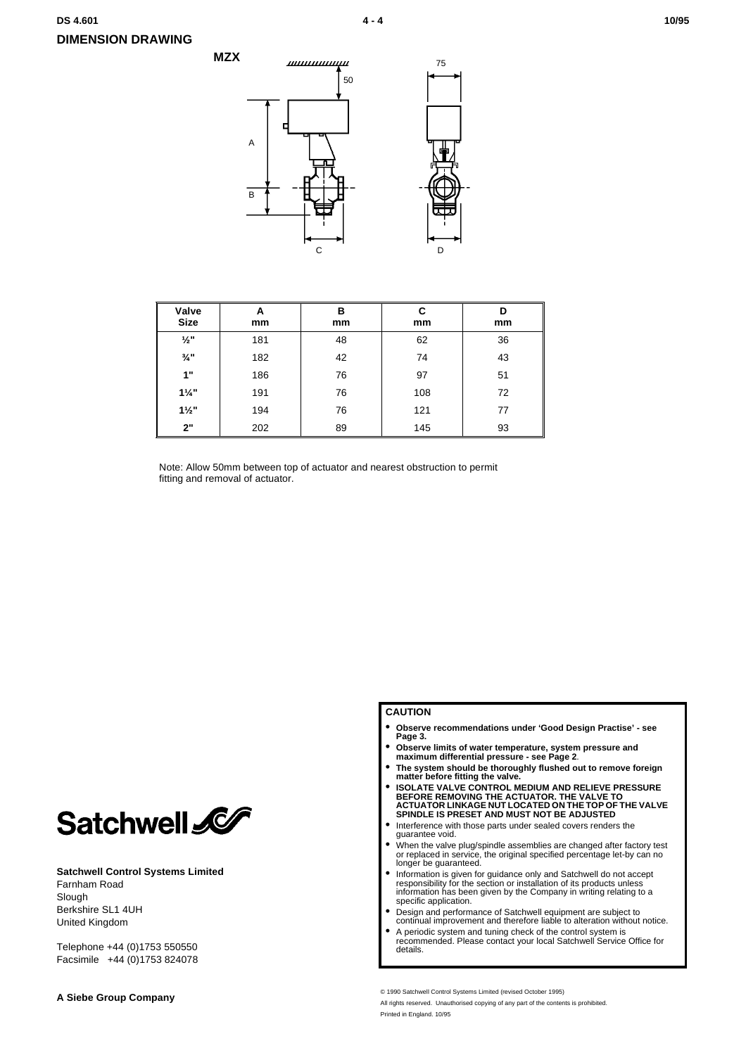## DIMENSION DRAWING

**MZX**

50

75

A

B

C

D

| Valve Size | A mm | B mm | C mm | D mm |
|---|---|---|---|---|
| **½"** | 181 | 48 | 62 | 36 |
| **¾"** | 182 | 42 | 74 | 43 |
| **1"** | 186 | 76 | 97 | 51 |
| **1¼"** | 191 | 76 | 108 | 72 |
| **1½"** | 194 | 76 | 121 | 77 |
| **2"** | 202 | 89 | 145 | 93 |

Note: Allow 50mm between top of actuator and nearest obstruction to permit fitting and removal of actuator.

**CAUTION**

- **Observe recommendations under 'Good Design Practise' - see Page 3.**
- **Observe limits of water temperature, system pressure and maximum differential pressure - see Page 2.**
- **The system should be thoroughly flushed out to remove foreign matter before fitting the valve.**
- **ISOLATE VALVE CONTROL MEDIUM AND RELIEVE PRESSURE BEFORE REMOVING THE ACTUATOR. THE VALVE TO ACTUATOR LINKAGE NUT LOCATED ON THE TOP OF THE VALVE SPINDLE IS PRESET AND MUST NOT BE ADJUSTED**
- Interference with those parts under sealed covers renders the guarantee void.
- When the valve plug/spindle assemblies are changed after factory test or replaced in service, the original specified percentage let-by can no longer be guaranteed.
- Information is given for guidance only and Satchwell do not accept responsibility for the section or installation of its products unless information has been given by the Company in writing relating to a specific application.
- Design and performance of Satchwell equipment are subject to continual improvement and therefore liable to alteration without notice.
- A periodic system and tuning check of the control system is recommended. Please contact your local Satchwell Service Office for details.

Satchwell

**Satchwell Control Systems Limited**
Farnham Road
Slough
Berkshire SL1 4UH
United Kingdom

Telephone +44 (0)1753 550550
Facsimile +44 (0)1753 824078

**A Siebe Group Company**

© 1990 Satchwell Control Systems Limited (revised October 1995)

All rights reserved. Unauthorised copying of any part of the contents is prohibited.

Printed in England. 10/95